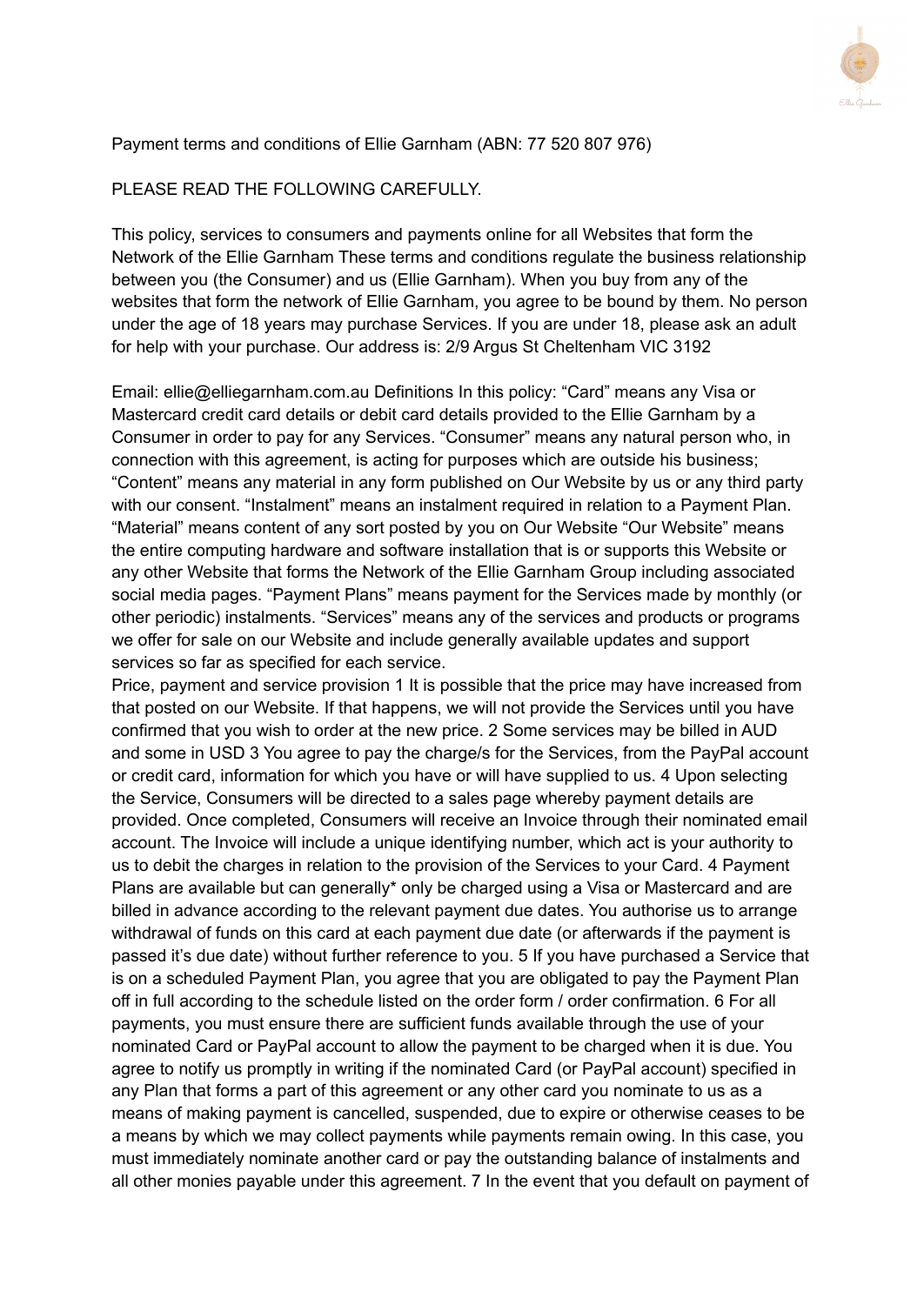Payment terms and conditions of Ellie Garnham (ABN: 77 520 807 976)

PLEASE READ THE FOLLOWING CAREFULLY.

This policy, services to consumers and payments online for all Websites that form the Network of the Ellie Garnham These terms and conditions regulate the business relationship between you (the Consumer) and us (Ellie Garnham). When you buy from any of the websites that form the network of Ellie Garnham, you agree to be bound by them. No person under the age of 18 years may purchase Services. If you are under 18, please ask an adult for help with your purchase. Our address is: 2/9 Argus St Cheltenham VIC 3192

Email: ellie@elliegarnham.com.au Definitions In this policy: “Card” means any Visa or Mastercard credit card details or debit card details provided to the Ellie Garnham by a Consumer in order to pay for any Services. “Consumer” means any natural person who, in connection with this agreement, is acting for purposes which are outside his business; “Content” means any material in any form published on Our Website by us or any third party with our consent. “Instalment” means an instalment required in relation to a Payment Plan. “Material” means content of any sort posted by you on Our Website “Our Website” means the entire computing hardware and software installation that is or supports this Website or any other Website that forms the Network of the Ellie Garnham Group including associated social media pages. “Payment Plans” means payment for the Services made by monthly (or other periodic) instalments. “Services” means any of the services and products or programs we offer for sale on our Website and include generally available updates and support services so far as specified for each service.

Price, payment and service provision 1 It is possible that the price may have increased from that posted on our Website. If that happens, we will not provide the Services until you have confirmed that you wish to order at the new price. 2 Some services may be billed in AUD and some in USD 3 You agree to pay the charge/s for the Services, from the PayPal account or credit card, information for which you have or will have supplied to us. 4 Upon selecting the Service, Consumers will be directed to a sales page whereby payment details are provided. Once completed, Consumers will receive an Invoice through their nominated email account. The Invoice will include a unique identifying number, which act is your authority to us to debit the charges in relation to the provision of the Services to your Card. 4 Payment Plans are available but can generally* only be charged using a Visa or Mastercard and are billed in advance according to the relevant payment due dates. You authorise us to arrange withdrawal of funds on this card at each payment due date (or afterwards if the payment is passed it’s due date) without further reference to you. 5 If you have purchased a Service that is on a scheduled Payment Plan, you agree that you are obligated to pay the Payment Plan off in full according to the schedule listed on the order form / order confirmation. 6 For all payments, you must ensure there are sufficient funds available through the use of your nominated Card or PayPal account to allow the payment to be charged when it is due. You agree to notify us promptly in writing if the nominated Card (or PayPal account) specified in any Plan that forms a part of this agreement or any other card you nominate to us as a means of making payment is cancelled, suspended, due to expire or otherwise ceases to be a means by which we may collect payments while payments remain owing. In this case, you must immediately nominate another card or pay the outstanding balance of instalments and all other monies payable under this agreement. 7 In the event that you default on payment of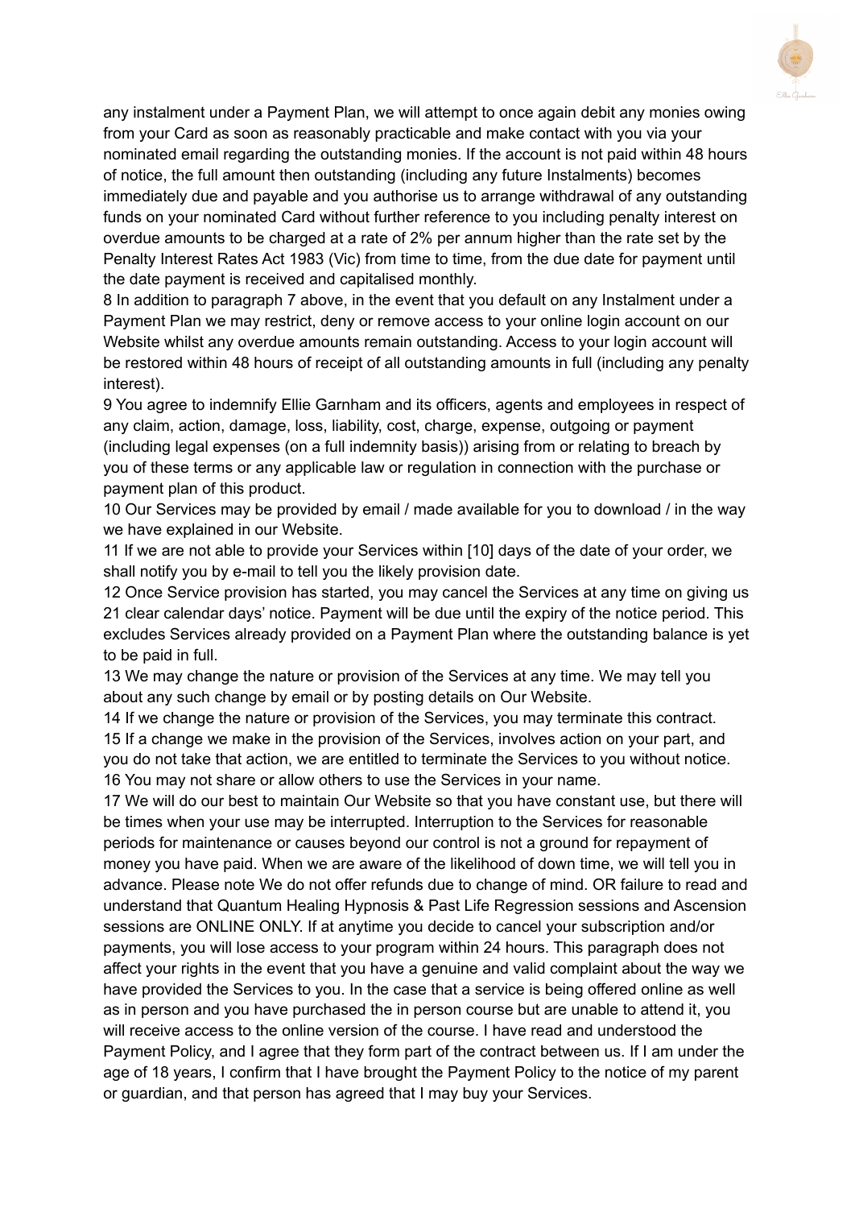any instalment under a Payment Plan, we will attempt to once again debit any monies owing from your Card as soon as reasonably practicable and make contact with you via your nominated email regarding the outstanding monies. If the account is not paid within 48 hours of notice, the full amount then outstanding (including any future Instalments) becomes immediately due and payable and you authorise us to arrange withdrawal of any outstanding funds on your nominated Card without further reference to you including penalty interest on overdue amounts to be charged at a rate of 2% per annum higher than the rate set by the Penalty Interest Rates Act 1983 (Vic) from time to time, from the due date for payment until the date payment is received and capitalised monthly.

8 In addition to paragraph 7 above, in the event that you default on any Instalment under a Payment Plan we may restrict, deny or remove access to your online login account on our Website whilst any overdue amounts remain outstanding. Access to your login account will be restored within 48 hours of receipt of all outstanding amounts in full (including any penalty interest).

9 You agree to indemnify Ellie Garnham and its officers, agents and employees in respect of any claim, action, damage, loss, liability, cost, charge, expense, outgoing or payment (including legal expenses (on a full indemnity basis)) arising from or relating to breach by you of these terms or any applicable law or regulation in connection with the purchase or payment plan of this product.

10 Our Services may be provided by email / made available for you to download / in the way we have explained in our Website.

11 If we are not able to provide your Services within [10] days of the date of your order, we shall notify you by e-mail to tell you the likely provision date.

12 Once Service provision has started, you may cancel the Services at any time on giving us 21 clear calendar days' notice. Payment will be due until the expiry of the notice period. This excludes Services already provided on a Payment Plan where the outstanding balance is yet to be paid in full.

13 We may change the nature or provision of the Services at any time. We may tell you about any such change by email or by posting details on Our Website.

14 If we change the nature or provision of the Services, you may terminate this contract.

15 If a change we make in the provision of the Services, involves action on your part, and you do not take that action, we are entitled to terminate the Services to you without notice.

16 You may not share or allow others to use the Services in your name.

17 We will do our best to maintain Our Website so that you have constant use, but there will be times when your use may be interrupted. Interruption to the Services for reasonable periods for maintenance or causes beyond our control is not a ground for repayment of money you have paid. When we are aware of the likelihood of down time, we will tell you in advance. Please note We do not offer refunds due to change of mind. OR failure to read and understand that Quantum Healing Hypnosis & Past Life Regression sessions and Ascension sessions are ONLINE ONLY. If at anytime you decide to cancel your subscription and/or payments, you will lose access to your program within 24 hours. This paragraph does not affect your rights in the event that you have a genuine and valid complaint about the way we have provided the Services to you. In the case that a service is being offered online as well as in person and you have purchased the in person course but are unable to attend it, you will receive access to the online version of the course. I have read and understood the Payment Policy, and I agree that they form part of the contract between us. If I am under the age of 18 years, I confirm that I have brought the Payment Policy to the notice of my parent or guardian, and that person has agreed that I may buy your Services.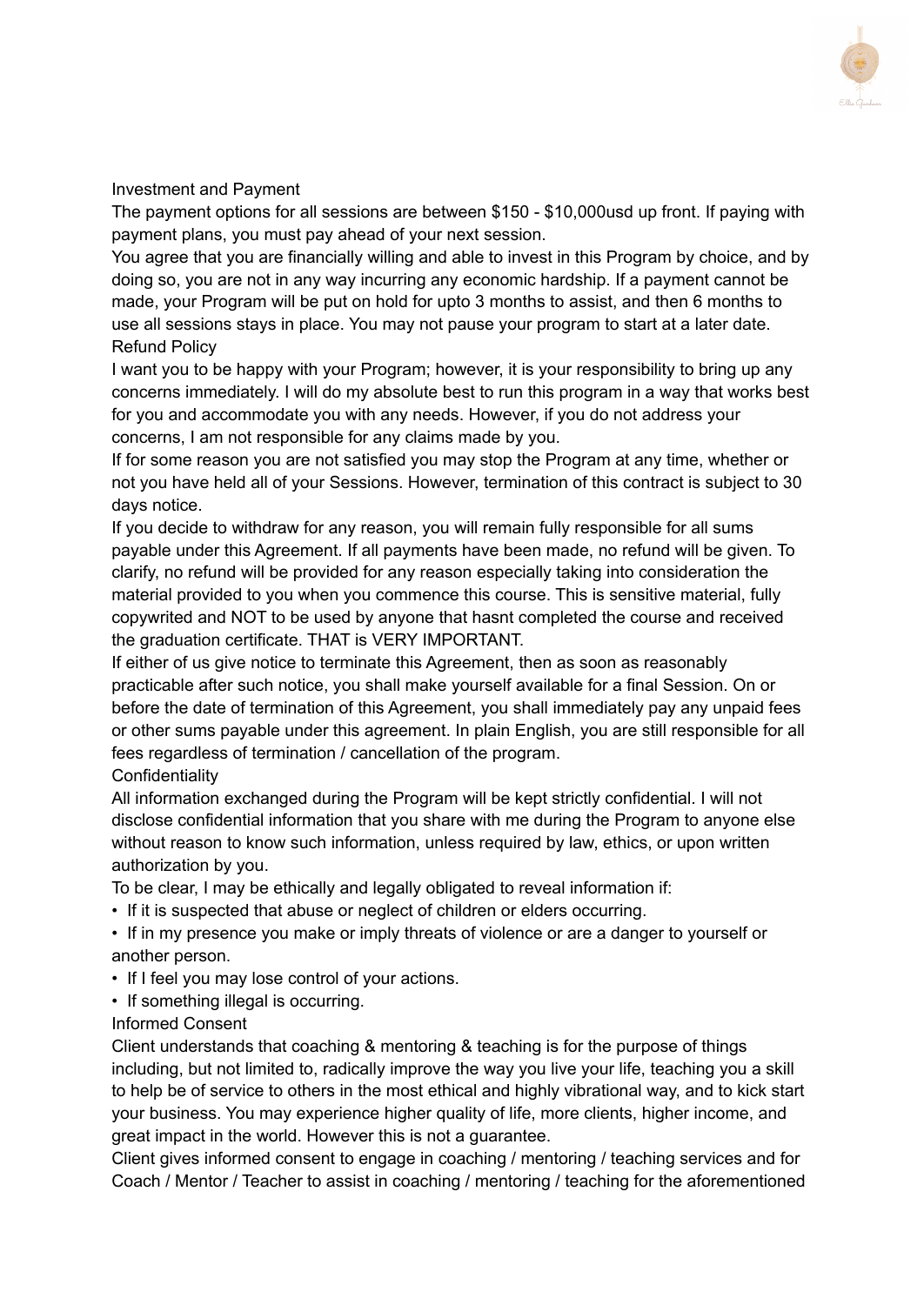## Investment and Payment

The payment options for all sessions are between $150 - $10,000usd up front. If paying with payment plans, you must pay ahead of your next session.

You agree that you are financially willing and able to invest in this Program by choice, and by doing so, you are not in any way incurring any economic hardship. If a payment cannot be made, your Program will be put on hold for upto 3 months to assist, and then 6 months to use all sessions stays in place. You may not pause your program to start at a later date.

## Refund Policy

I want you to be happy with your Program; however, it is your responsibility to bring up any concerns immediately. I will do my absolute best to run this program in a way that works best for you and accommodate you with any needs. However, if you do not address your concerns, I am not responsible for any claims made by you.

If for some reason you are not satisfied you may stop the Program at any time, whether or not you have held all of your Sessions. However, termination of this contract is subject to 30 days notice.

If you decide to withdraw for any reason, you will remain fully responsible for all sums payable under this Agreement. If all payments have been made, no refund will be given. To clarify, no refund will be provided for any reason especially taking into consideration the material provided to you when you commence this course. This is sensitive material, fully copywrited and NOT to be used by anyone that hasnt completed the course and received the graduation certificate. THAT is VERY IMPORTANT.

If either of us give notice to terminate this Agreement, then as soon as reasonably practicable after such notice, you shall make yourself available for a final Session. On or before the date of termination of this Agreement, you shall immediately pay any unpaid fees or other sums payable under this agreement. In plain English, you are still responsible for all fees regardless of termination / cancellation of the program.

## Confidentiality

All information exchanged during the Program will be kept strictly confidential. I will not disclose confidential information that you share with me during the Program to anyone else without reason to know such information, unless required by law, ethics, or upon written authorization by you.

To be clear, I may be ethically and legally obligated to reveal information if:

- If it is suspected that abuse or neglect of children or elders occurring.
- If in my presence you make or imply threats of violence or are a danger to yourself or another person.
- If I feel you may lose control of your actions.
- If something illegal is occurring.

## Informed Consent

Client understands that coaching & mentoring & teaching is for the purpose of things including, but not limited to, radically improve the way you live your life, teaching you a skill to help be of service to others in the most ethical and highly vibrational way, and to kick start your business. You may experience higher quality of life, more clients, higher income, and great impact in the world. However this is not a guarantee.

Client gives informed consent to engage in coaching / mentoring / teaching services and for Coach / Mentor / Teacher to assist in coaching / mentoring / teaching for the aforementioned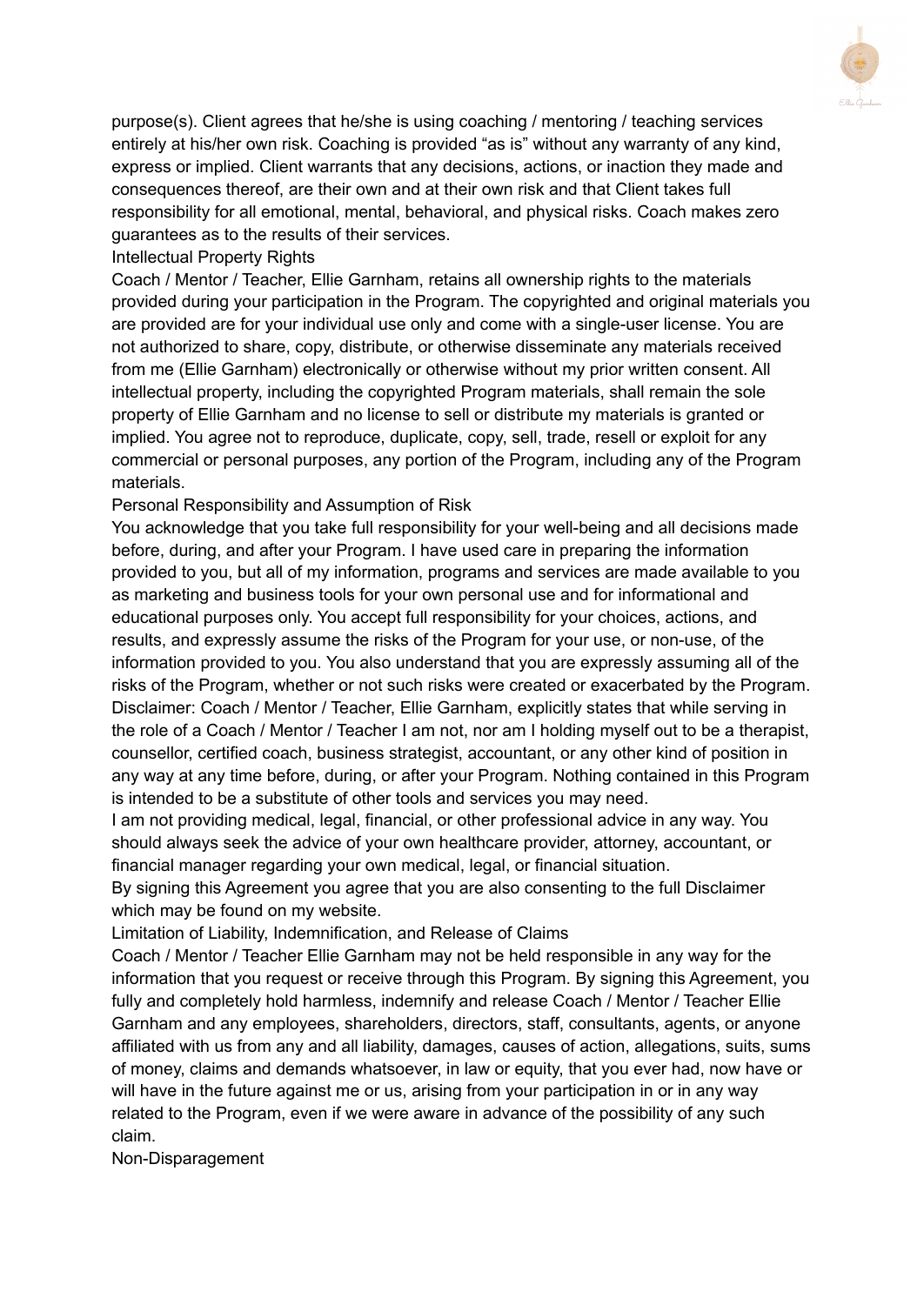purpose(s). Client agrees that he/she is using coaching / mentoring / teaching services entirely at his/her own risk. Coaching is provided "as is" without any warranty of any kind, express or implied. Client warrants that any decisions, actions, or inaction they made and consequences thereof, are their own and at their own risk and that Client takes full responsibility for all emotional, mental, behavioral, and physical risks. Coach makes zero guarantees as to the results of their services.

Intellectual Property Rights

Coach / Mentor / Teacher, Ellie Garnham, retains all ownership rights to the materials provided during your participation in the Program. The copyrighted and original materials you are provided are for your individual use only and come with a single-user license. You are not authorized to share, copy, distribute, or otherwise disseminate any materials received from me (Ellie Garnham) electronically or otherwise without my prior written consent. All intellectual property, including the copyrighted Program materials, shall remain the sole property of Ellie Garnham and no license to sell or distribute my materials is granted or implied. You agree not to reproduce, duplicate, copy, sell, trade, resell or exploit for any commercial or personal purposes, any portion of the Program, including any of the Program materials.

Personal Responsibility and Assumption of Risk

You acknowledge that you take full responsibility for your well-being and all decisions made before, during, and after your Program. I have used care in preparing the information provided to you, but all of my information, programs and services are made available to you as marketing and business tools for your own personal use and for informational and educational purposes only. You accept full responsibility for your choices, actions, and results, and expressly assume the risks of the Program for your use, or non-use, of the information provided to you. You also understand that you are expressly assuming all of the risks of the Program, whether or not such risks were created or exacerbated by the Program.

Disclaimer: Coach / Mentor / Teacher, Ellie Garnham, explicitly states that while serving in the role of a Coach / Mentor / Teacher I am not, nor am I holding myself out to be a therapist, counsellor, certified coach, business strategist, accountant, or any other kind of position in any way at any time before, during, or after your Program. Nothing contained in this Program is intended to be a substitute of other tools and services you may need.

I am not providing medical, legal, financial, or other professional advice in any way. You should always seek the advice of your own healthcare provider, attorney, accountant, or financial manager regarding your own medical, legal, or financial situation.

By signing this Agreement you agree that you are also consenting to the full Disclaimer which may be found on my website.

Limitation of Liability, Indemnification, and Release of Claims

Coach / Mentor / Teacher Ellie Garnham may not be held responsible in any way for the information that you request or receive through this Program. By signing this Agreement, you fully and completely hold harmless, indemnify and release Coach / Mentor / Teacher Ellie Garnham and any employees, shareholders, directors, staff, consultants, agents, or anyone affiliated with us from any and all liability, damages, causes of action, allegations, suits, sums of money, claims and demands whatsoever, in law or equity, that you ever had, now have or will have in the future against me or us, arising from your participation in or in any way related to the Program, even if we were aware in advance of the possibility of any such claim.

Non-Disparagement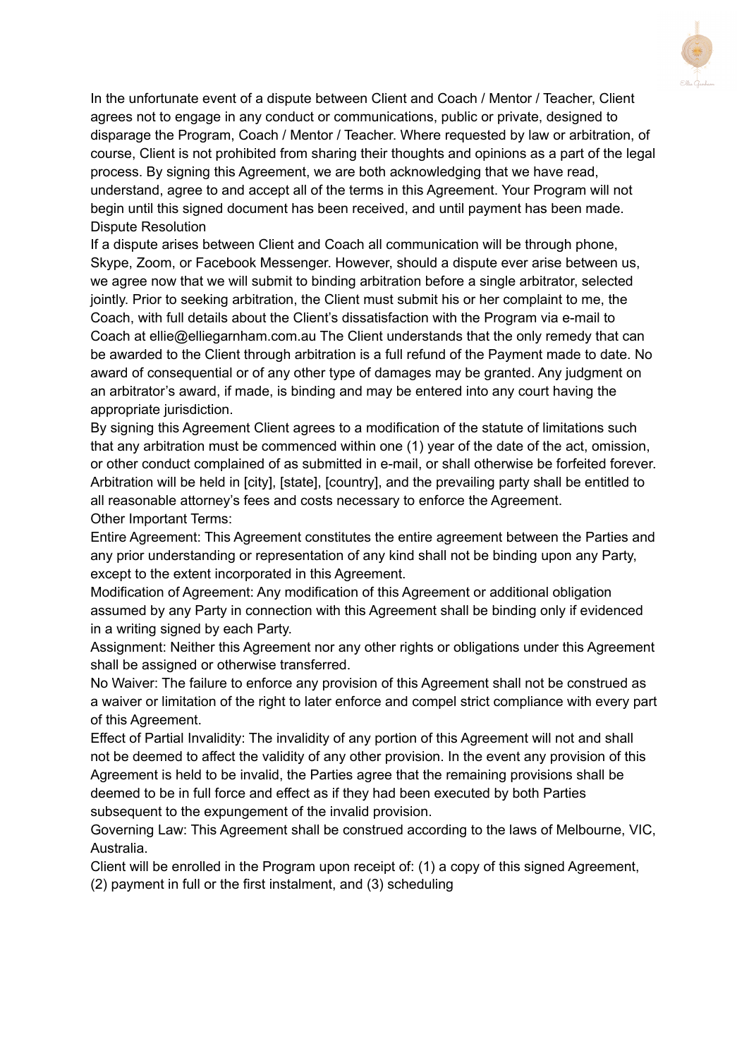In the unfortunate event of a dispute between Client and Coach / Mentor / Teacher, Client agrees not to engage in any conduct or communications, public or private, designed to disparage the Program, Coach / Mentor / Teacher. Where requested by law or arbitration, of course, Client is not prohibited from sharing their thoughts and opinions as a part of the legal process. By signing this Agreement, we are both acknowledging that we have read, understand, agree to and accept all of the terms in this Agreement. Your Program will not begin until this signed document has been received, and until payment has been made.

## Dispute Resolution

If a dispute arises between Client and Coach all communication will be through phone, Skype, Zoom, or Facebook Messenger. However, should a dispute ever arise between us, we agree now that we will submit to binding arbitration before a single arbitrator, selected jointly. Prior to seeking arbitration, the Client must submit his or her complaint to me, the Coach, with full details about the Client's dissatisfaction with the Program via e-mail to Coach at ellie@elliegarnham.com.au The Client understands that the only remedy that can be awarded to the Client through arbitration is a full refund of the Payment made to date. No award of consequential or of any other type of damages may be granted. Any judgment on an arbitrator's award, if made, is binding and may be entered into any court having the appropriate jurisdiction.

By signing this Agreement Client agrees to a modification of the statute of limitations such that any arbitration must be commenced within one (1) year of the date of the act, omission, or other conduct complained of as submitted in e-mail, or shall otherwise be forfeited forever. Arbitration will be held in [city], [state], [country], and the prevailing party shall be entitled to all reasonable attorney's fees and costs necessary to enforce the Agreement.

## Other Important Terms:

Entire Agreement: This Agreement constitutes the entire agreement between the Parties and any prior understanding or representation of any kind shall not be binding upon any Party, except to the extent incorporated in this Agreement.

Modification of Agreement: Any modification of this Agreement or additional obligation assumed by any Party in connection with this Agreement shall be binding only if evidenced in a writing signed by each Party.

Assignment: Neither this Agreement nor any other rights or obligations under this Agreement shall be assigned or otherwise transferred.

No Waiver: The failure to enforce any provision of this Agreement shall not be construed as a waiver or limitation of the right to later enforce and compel strict compliance with every part of this Agreement.

Effect of Partial Invalidity: The invalidity of any portion of this Agreement will not and shall not be deemed to affect the validity of any other provision. In the event any provision of this Agreement is held to be invalid, the Parties agree that the remaining provisions shall be deemed to be in full force and effect as if they had been executed by both Parties subsequent to the expungement of the invalid provision.

Governing Law: This Agreement shall be construed according to the laws of Melbourne, VIC, Australia.

Client will be enrolled in the Program upon receipt of: (1) a copy of this signed Agreement, (2) payment in full or the first instalment, and (3) scheduling